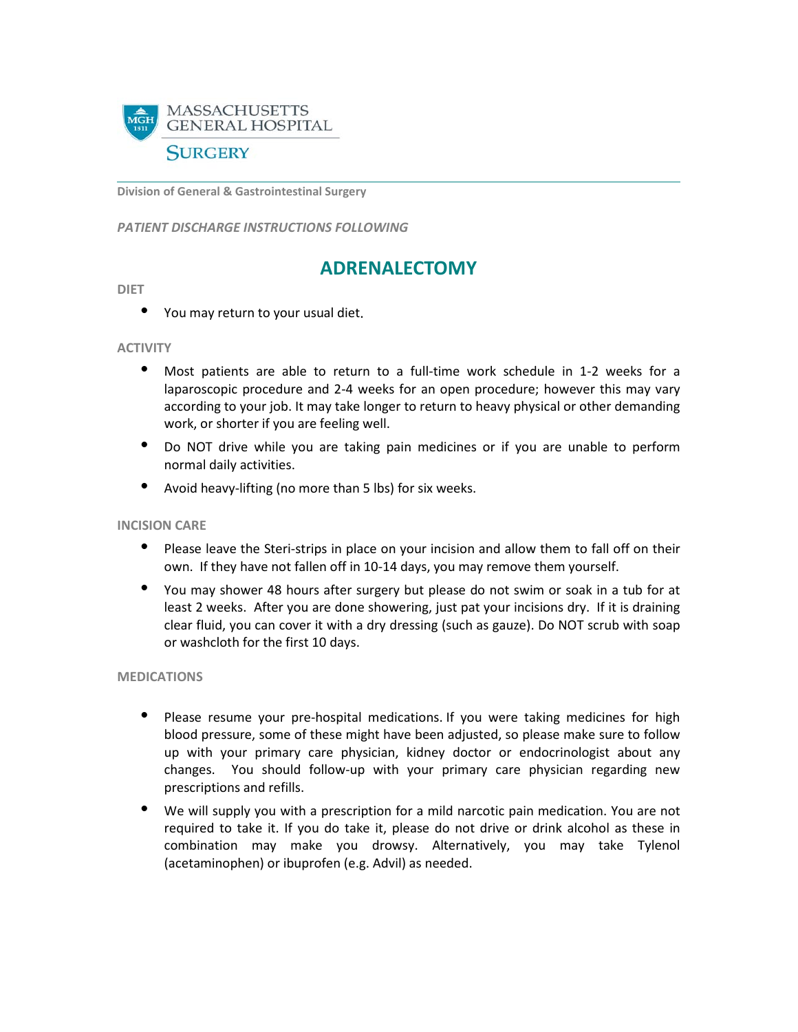MASSACHUSETTS GENERAL HOSPITAL

SURGERY

**Division of General & Gastrointestinal Surgery**

*PATIENT DISCHARGE INSTRUCTIONS FOLLOWING*

# ADRENALECTOMY

### DIET

- You may return to your usual diet.

### ACTIVITY

- Most patients are able to return to a full-time work schedule in 1-2 weeks for a laparoscopic procedure and 2-4 weeks for an open procedure; however this may vary according to your job. It may take longer to return to heavy physical or other demanding work, or shorter if you are feeling well.
- Do NOT drive while you are taking pain medicines or if you are unable to perform normal daily activities.
- Avoid heavy-lifting (no more than 5 lbs) for six weeks.

### INCISION CARE

- Please leave the Steri-strips in place on your incision and allow them to fall off on their own. If they have not fallen off in 10-14 days, you may remove them yourself.
- You may shower 48 hours after surgery but please do not swim or soak in a tub for at least 2 weeks. After you are done showering, just pat your incisions dry. If it is draining clear fluid, you can cover it with a dry dressing (such as gauze). Do NOT scrub with soap or washcloth for the first 10 days.

### MEDICATIONS

- Please resume your pre-hospital medications. If you were taking medicines for high blood pressure, some of these might have been adjusted, so please make sure to follow up with your primary care physician, kidney doctor or endocrinologist about any changes. You should follow-up with your primary care physician regarding new prescriptions and refills.
- We will supply you with a prescription for a mild narcotic pain medication. You are not required to take it. If you do take it, please do not drive or drink alcohol as these in combination may make you drowsy. Alternatively, you may take Tylenol (acetaminophen) or ibuprofen (e.g. Advil) as needed.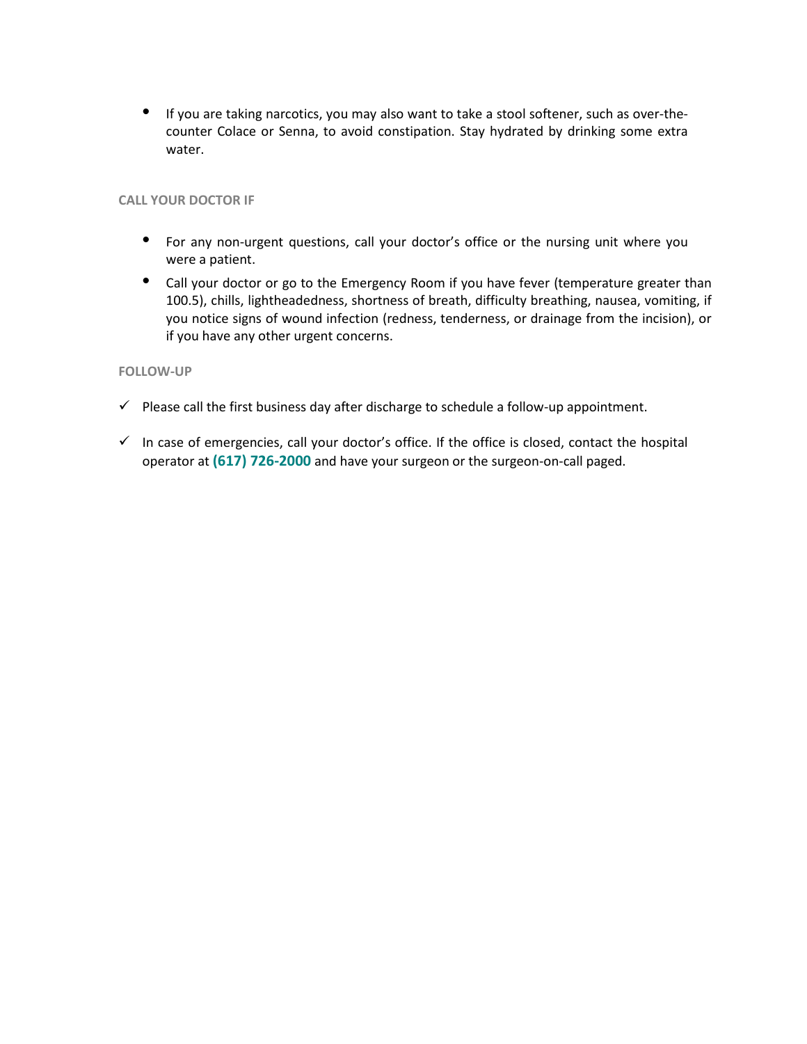- If you are taking narcotics, you may also want to take a stool softener, such as over-the-counter Colace or Senna, to avoid constipation. Stay hydrated by drinking some extra water.

### CALL YOUR DOCTOR IF

- For any non-urgent questions, call your doctor's office or the nursing unit where you were a patient.
- Call your doctor or go to the Emergency Room if you have fever (temperature greater than 100.5), chills, lightheadedness, shortness of breath, difficulty breathing, nausea, vomiting, if you notice signs of wound infection (redness, tenderness, or drainage from the incision), or if you have any other urgent concerns.

### FOLLOW-UP

- ✓ Please call the first business day after discharge to schedule a follow-up appointment.
- ✓ In case of emergencies, call your doctor's office. If the office is closed, contact the hospital operator at **(617) 726-2000** and have your surgeon or the surgeon-on-call paged.